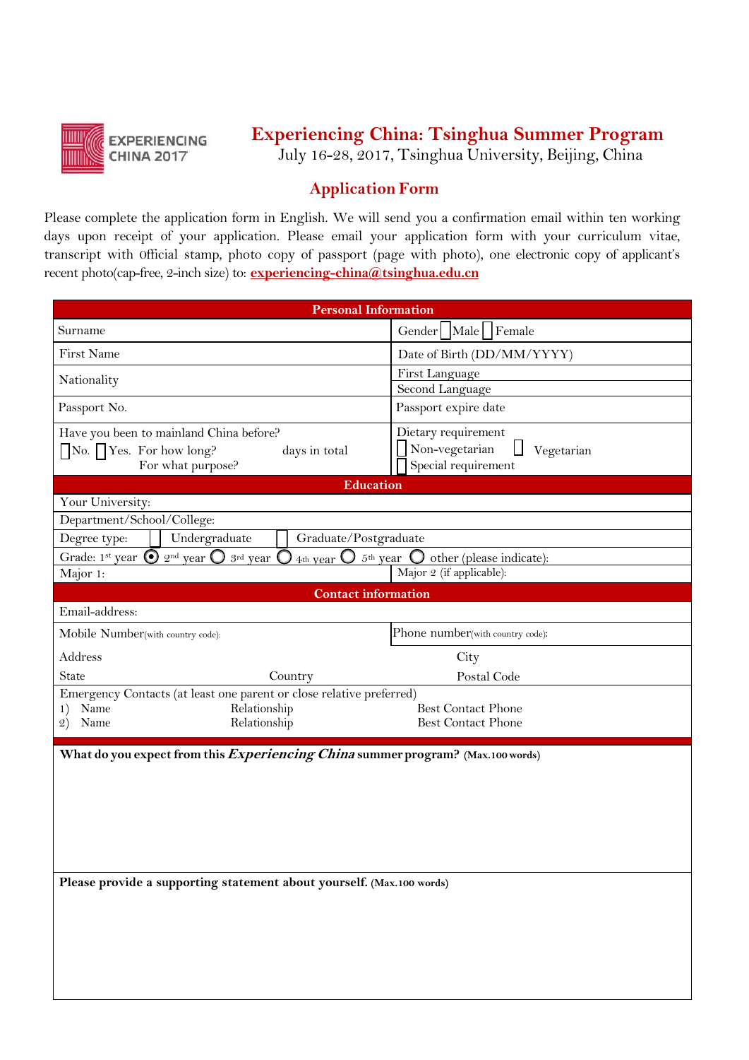EXPERIENCING CHINA 2017

# Experiencing China: Tsinghua Summer Program

July 16-28, 2017, Tsinghua University, Beijing, China

## Application Form

Please complete the application form in English. We will send you a confirmation email within ten working days upon receipt of your application. Please email your application form with your curriculum vitae, transcript with 0fficial stamp, photo copy of passport (page with photo), one electronic copy of applicant's recent photo(cap-free, 2-inch size) to: **experiencing-china@tsinghua.edu.cn**

| **Personal Information** | |
|---|---|
| Surname | Gender ☐ Male ☐ Female |
| First Name | Date of Birth (DD/MM/YYYY) |
| Nationality | First Language<br>Second Language |
| Passport No. | Passport expire date |
| Have you been to mainland China before?<br>☐ No. ☐ Yes. For how long? days in total<br>For what purpose? | Dietary requirement<br>☐ Non-vegetarian ☐ Vegetarian<br>☐ Special requirement |

| **Education** | |
|---|---|
| Your University: | |
| Department/School/College: | |
| Degree type: ☐ Undergraduate ☐ Graduate/Postgraduate | |
| Grade: 1st year ◉ 2nd year ○ 3rd year ○ 4th year ○ 5th year ○ other (please indicate): | |
| Major 1: | Major 2 (if applicable): |

| **Contact information** | |
|---|---|
| Email-address: | |
| Mobile Number(with country code): | Phone number(with country code): |
| Address<br>State Country | City<br>Postal Code |
| Emergency Contacts (at least one parent or close relative preferred)<br>1) Name Relationship Best Contact Phone<br>2) Name Relationship Best Contact Phone | |

**What do you expect from this *Experiencing China* summer program? (Max.100 words)**

**Please provide a supporting statement about yourself. (Max.100 words)**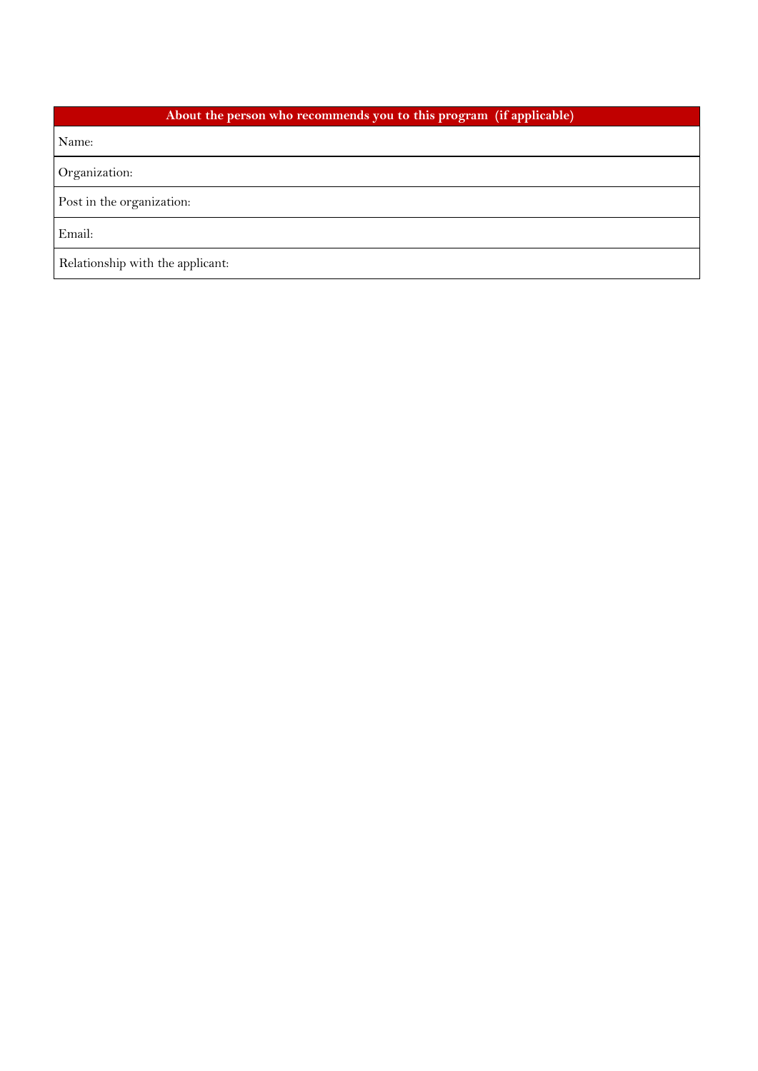| About the person who recommends you to this program (if applicable) |
| --- |
| Name: |
| Organization: |
| Post in the organization: |
| Email: |
| Relationship with the applicant: |